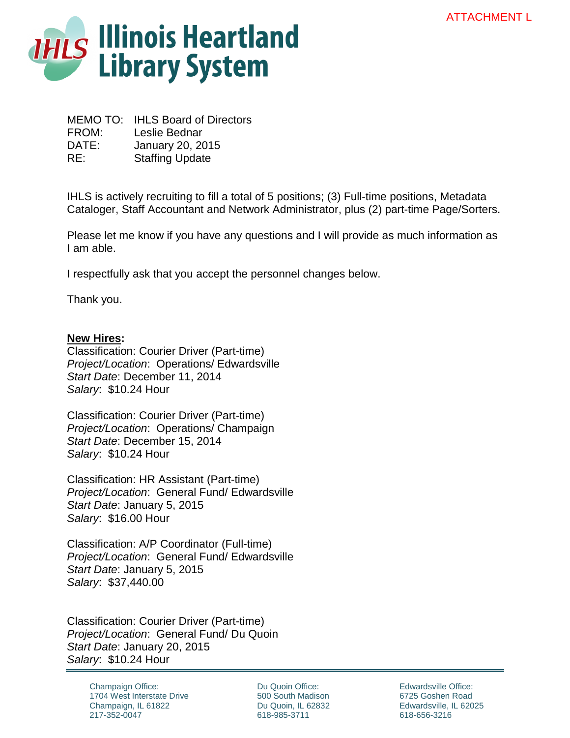ATTACHMENT L

# Illinois Heartland Library System

MEMO TO: IHLS Board of Directors
FROM: Leslie Bednar
DATE: January 20, 2015
RE: Staffing Update

IHLS is actively recruiting to fill a total of 5 positions; (3) Full-time positions, Metadata Cataloger, Staff Accountant and Network Administrator, plus (2) part-time Page/Sorters.

Please let me know if you have any questions and I will provide as much information as I am able.

I respectfully ask that you accept the personnel changes below.

Thank you.

**New Hires:**

Classification: Courier Driver (Part-time)
*Project/Location*: Operations/ Edwardsville
*Start Date*: December 11, 2014
*Salary*: $10.24 Hour

Classification: Courier Driver (Part-time)
*Project/Location*: Operations/ Champaign
*Start Date*: December 15, 2014
*Salary*: $10.24 Hour

Classification: HR Assistant (Part-time)
*Project/Location*: General Fund/ Edwardsville
*Start Date*: January 5, 2015
*Salary*: $16.00 Hour

Classification: A/P Coordinator (Full-time)
*Project/Location*: General Fund/ Edwardsville
*Start Date*: January 5, 2015
*Salary*: $37,440.00

Classification: Courier Driver (Part-time)
*Project/Location*: General Fund/ Du Quoin
*Start Date*: January 20, 2015
*Salary*: $10.24 Hour

Champaign Office:
1704 West Interstate Drive
Champaign, IL 61822
217-352-0047

Du Quoin Office:
500 South Madison
Du Quoin, IL 62832
618-985-3711

Edwardsville Office:
6725 Goshen Road
Edwardsville, IL 62025
618-656-3216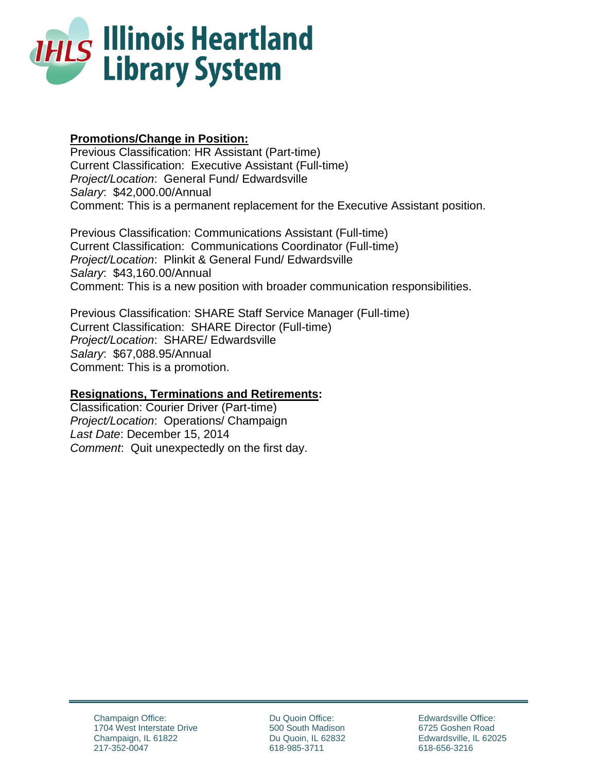**Promotions/Change in Position:**

Previous Classification: HR Assistant (Part-time)
Current Classification: Executive Assistant (Full-time)
*Project/Location*: General Fund/ Edwardsville
*Salary*: $42,000.00/Annual
Comment: This is a permanent replacement for the Executive Assistant position.

Previous Classification: Communications Assistant (Full-time)
Current Classification: Communications Coordinator (Full-time)
*Project/Location*: Plinkit & General Fund/ Edwardsville
*Salary*: $43,160.00/Annual
Comment: This is a new position with broader communication responsibilities.

Previous Classification: SHARE Staff Service Manager (Full-time)
Current Classification: SHARE Director (Full-time)
*Project/Location*: SHARE/ Edwardsville
*Salary*: $67,088.95/Annual
Comment: This is a promotion.

**Resignations, Terminations and Retirements:**

Classification: Courier Driver (Part-time)
*Project/Location*: Operations/ Champaign
*Last Date*: December 15, 2014
*Comment*: Quit unexpectedly on the first day.